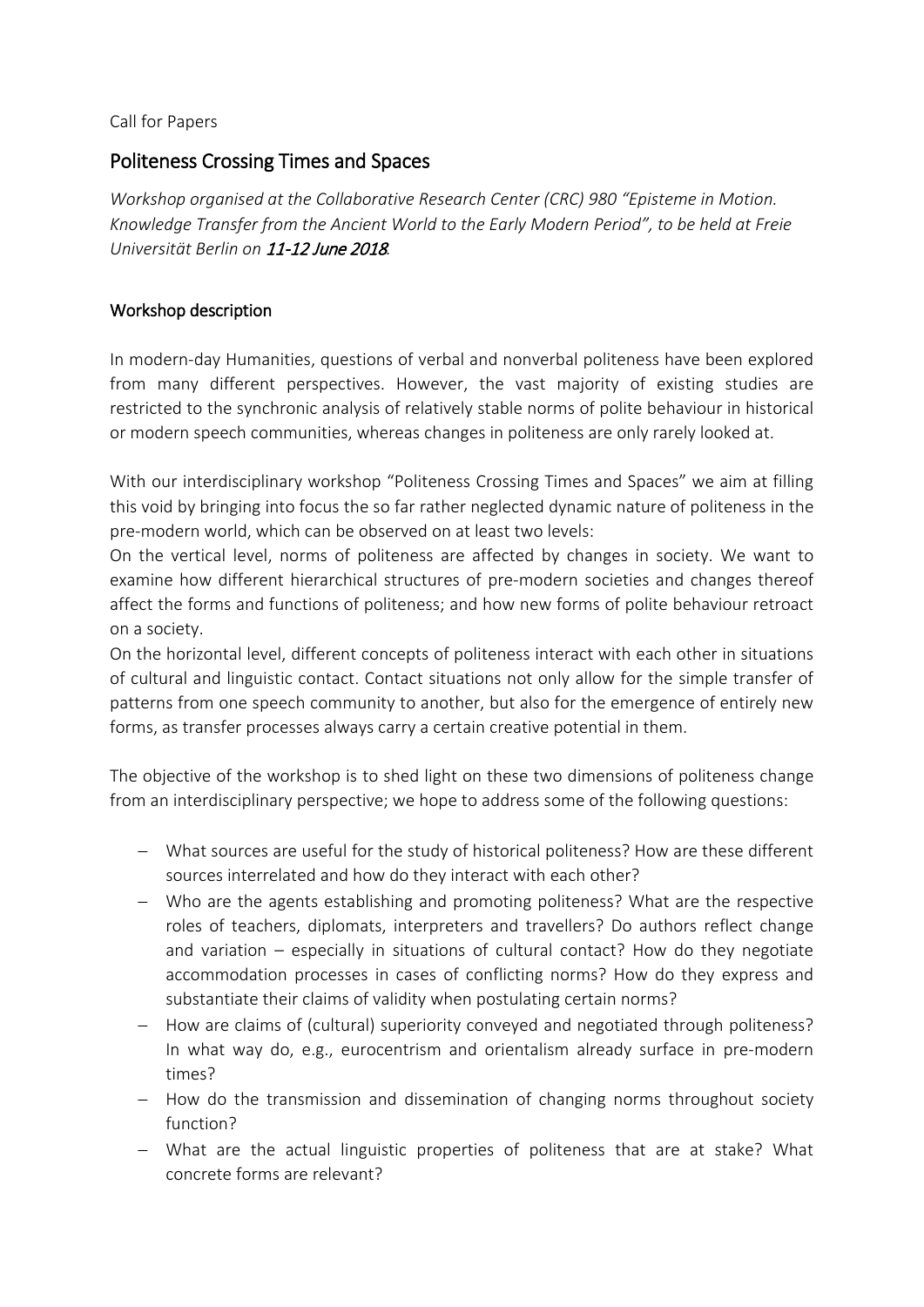Call for Papers

# Politeness Crossing Times and Spaces

*Workshop organised at the Collaborative Research Center (CRC) 980 "Episteme in Motion. Knowledge Transfer from the Ancient World to the Early Modern Period", to be held at Freie Universität Berlin on* ***11-12 June 2018****.*

## Workshop description

In modern-day Humanities, questions of verbal and nonverbal politeness have been explored from many different perspectives. However, the vast majority of existing studies are restricted to the synchronic analysis of relatively stable norms of polite behaviour in historical or modern speech communities, whereas changes in politeness are only rarely looked at.

With our interdisciplinary workshop "Politeness Crossing Times and Spaces" we aim at filling this void by bringing into focus the so far rather neglected dynamic nature of politeness in the pre-modern world, which can be observed on at least two levels:

On the vertical level, norms of politeness are affected by changes in society. We want to examine how different hierarchical structures of pre-modern societies and changes thereof affect the forms and functions of politeness; and how new forms of polite behaviour retroact on a society.

On the horizontal level, different concepts of politeness interact with each other in situations of cultural and linguistic contact. Contact situations not only allow for the simple transfer of patterns from one speech community to another, but also for the emergence of entirely new forms, as transfer processes always carry a certain creative potential in them.

The objective of the workshop is to shed light on these two dimensions of politeness change from an interdisciplinary perspective; we hope to address some of the following questions:

- What sources are useful for the study of historical politeness? How are these different sources interrelated and how do they interact with each other?
- Who are the agents establishing and promoting politeness? What are the respective roles of teachers, diplomats, interpreters and travellers? Do authors reflect change and variation – especially in situations of cultural contact? How do they negotiate accommodation processes in cases of conflicting norms? How do they express and substantiate their claims of validity when postulating certain norms?
- How are claims of (cultural) superiority conveyed and negotiated through politeness? In what way do, e.g., eurocentrism and orientalism already surface in pre-modern times?
- How do the transmission and dissemination of changing norms throughout society function?
- What are the actual linguistic properties of politeness that are at stake? What concrete forms are relevant?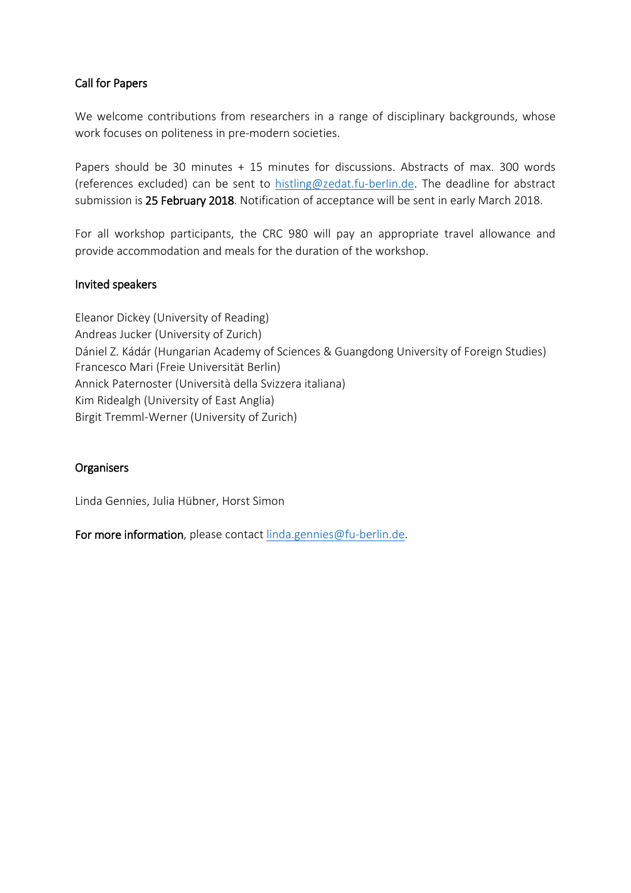## Call for Papers

We welcome contributions from researchers in a range of disciplinary backgrounds, whose work focuses on politeness in pre-modern societies.

Papers should be 30 minutes + 15 minutes for discussions. Abstracts of max. 300 words (references excluded) can be sent to histling@zedat.fu-berlin.de. The deadline for abstract submission is **25 February 2018**. Notification of acceptance will be sent in early March 2018.

For all workshop participants, the CRC 980 will pay an appropriate travel allowance and provide accommodation and meals for the duration of the workshop.

## Invited speakers

Eleanor Dickey (University of Reading)
Andreas Jucker (University of Zurich)
Dániel Z. Kádár (Hungarian Academy of Sciences & Guangdong University of Foreign Studies)
Francesco Mari (Freie Universität Berlin)
Annick Paternoster (Università della Svizzera italiana)
Kim Ridealgh (University of East Anglia)
Birgit Tremml-Werner (University of Zurich)

## Organisers

Linda Gennies, Julia Hübner, Horst Simon

**For more information**, please contact linda.gennies@fu-berlin.de.